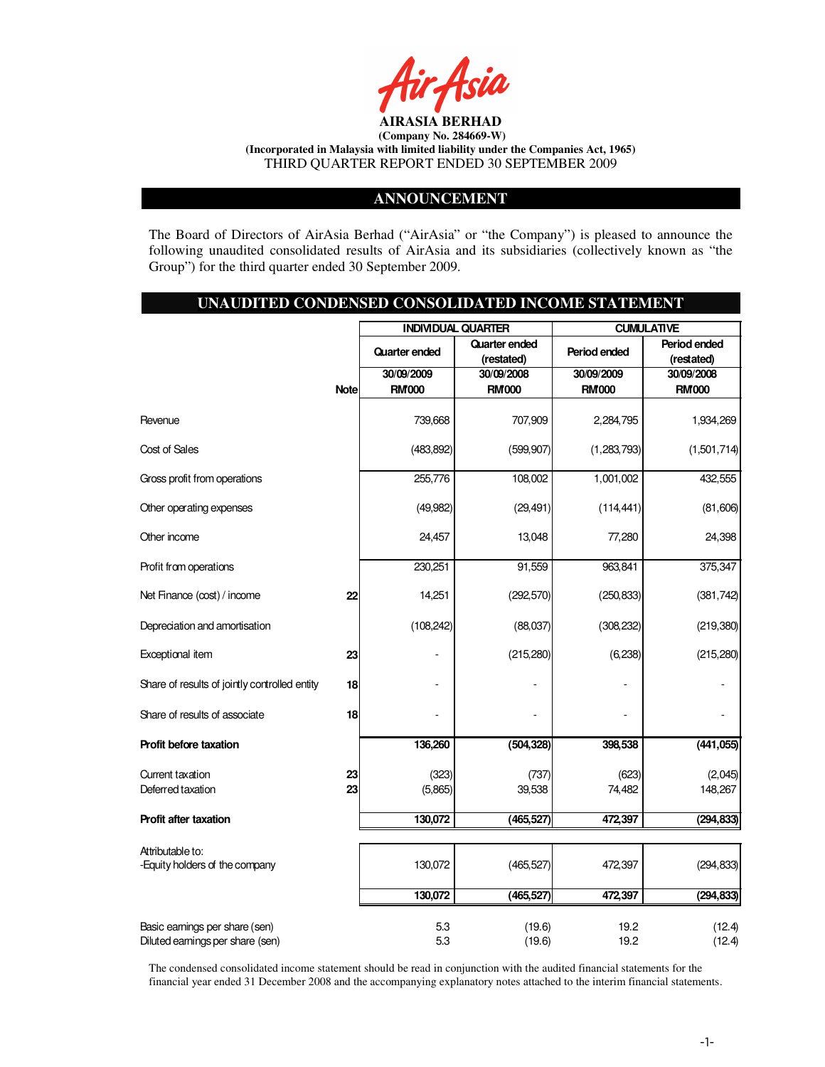**AIRASIA BERHAD**
**(Company No. 284669-W)**
**(Incorporated in Malaysia with limited liability under the Companies Act, 1965)**
THIRD QUARTER REPORT ENDED 30 SEPTEMBER 2009

## ANNOUNCEMENT

The Board of Directors of AirAsia Berhad ("AirAsia" or "the Company") is pleased to announce the following unaudited consolidated results of AirAsia and its subsidiaries (collectively known as "the Group") for the third quarter ended 30 September 2009.

## UNAUDITED CONDENSED CONSOLIDATED INCOME STATEMENT

| | | INDIVIDUAL QUARTER | | CUMULATIVE | |
|---|---|---|---|---|---|
| | | Quarter ended | Quarter ended (restated) | Period ended | Period ended (restated) |
| | | 30/09/2009 | 30/09/2008 | 30/09/2009 | 30/09/2008 |
| | Note | RM'000 | RM'000 | RM'000 | RM'000 |
| Revenue | | 739,668 | 707,909 | 2,284,795 | 1,934,269 |
| Cost of Sales | | (483,892) | (599,907) | (1,283,793) | (1,501,714) |
| Gross profit from operations | | 255,776 | 108,002 | 1,001,002 | 432,555 |
| Other operating expenses | | (49,982) | (29,491) | (114,441) | (81,606) |
| Other income | | 24,457 | 13,048 | 77,280 | 24,398 |
| Profit from operations | | 230,251 | 91,559 | 963,841 | 375,347 |
| Net Finance (cost) / income | 22 | 14,251 | (292,570) | (250,833) | (381,742) |
| Depreciation and amortisation | | (108,242) | (88,037) | (308,232) | (219,380) |
| Exceptional item | 23 | - | (215,280) | (6,238) | (215,280) |
| Share of results of jointly controlled entity | 18 | - | - | - | - |
| Share of results of associate | 18 | - | - | - | - |
| **Profit before taxation** | | **136,260** | **(504,328)** | **398,538** | **(441,055)** |
| Current taxation | 23 | (323) | (737) | (623) | (2,045) |
| Deferred taxation | 23 | (5,865) | 39,538 | 74,482 | 148,267 |
| **Profit after taxation** | | **130,072** | **(465,527)** | **472,397** | **(294,833)** |
| Attributable to: | | | | | |
| -Equity holders of the company | | 130,072 | (465,527) | 472,397 | (294,833) |
| | | **130,072** | **(465,527)** | **472,397** | **(294,833)** |
| Basic earnings per share (sen) | | 5.3 | (19.6) | 19.2 | (12.4) |
| Diluted earnings per share (sen) | | 5.3 | (19.6) | 19.2 | (12.4) |

The condensed consolidated income statement should be read in conjunction with the audited financial statements for the financial year ended 31 December 2008 and the accompanying explanatory notes attached to the interim financial statements.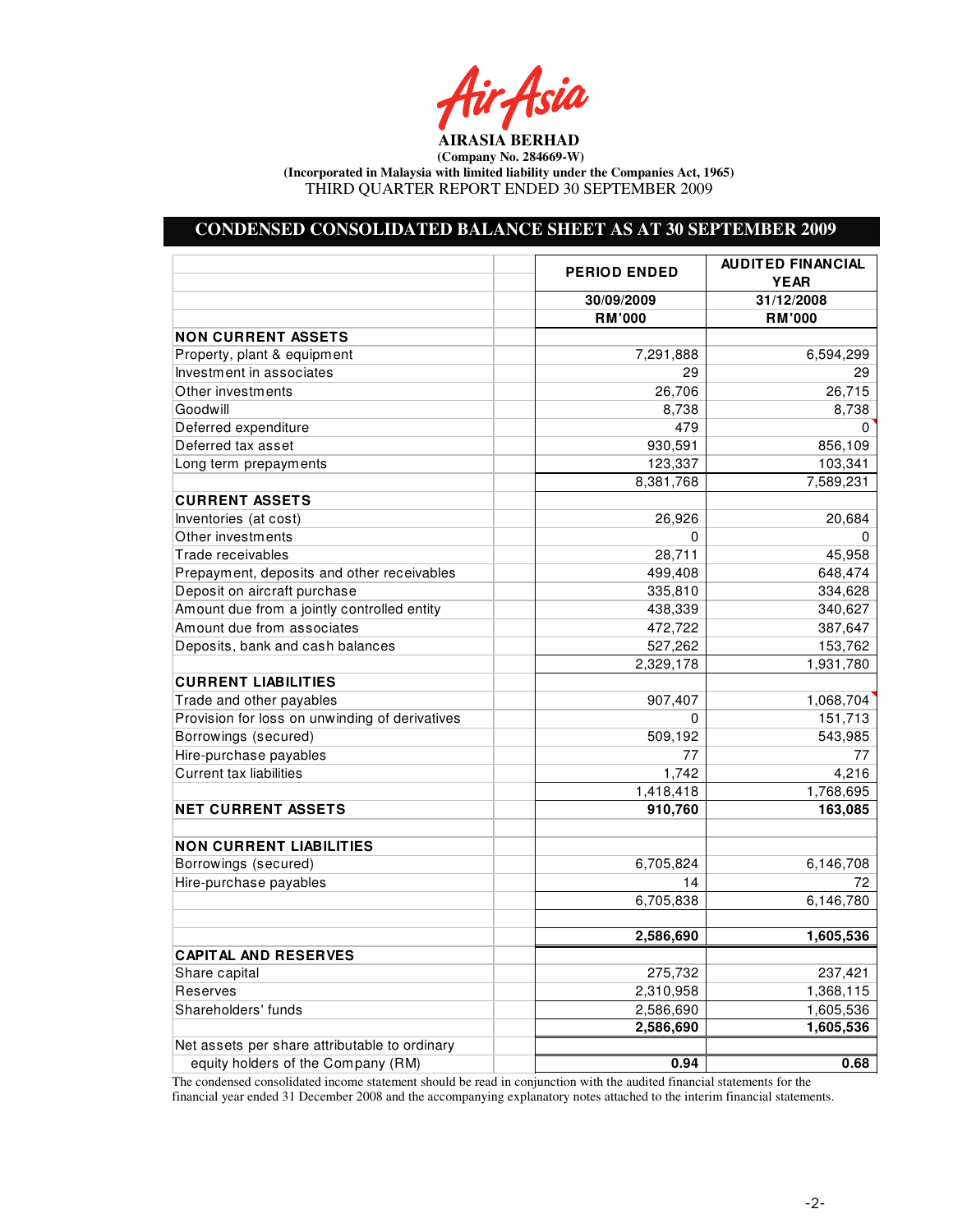**AIRASIA BERHAD**

**(Company No. 284669-W)**

**(Incorporated in Malaysia with limited liability under the Companies Act, 1965)**

THIRD QUARTER REPORT ENDED 30 SEPTEMBER 2009

## CONDENSED CONSOLIDATED BALANCE SHEET AS AT 30 SEPTEMBER 2009

| | PERIOD ENDED | AUDITED FINANCIAL YEAR |
|---|---|---|
| | 30/09/2009 | 31/12/2008 |
| | RM'000 | RM'000 |
| **NON CURRENT ASSETS** | | |
| Property, plant & equipment | 7,291,888 | 6,594,299 |
| Investment in associates | 29 | 29 |
| Other investments | 26,706 | 26,715 |
| Goodwill | 8,738 | 8,738 |
| Deferred expenditure | 479 | 0 |
| Deferred tax asset | 930,591 | 856,109 |
| Long term prepayments | 123,337 | 103,341 |
| | 8,381,768 | 7,589,231 |
| **CURRENT ASSETS** | | |
| Inventories (at cost) | 26,926 | 20,684 |
| Other investments | 0 | 0 |
| Trade receivables | 28,711 | 45,958 |
| Prepayment, deposits and other receivables | 499,408 | 648,474 |
| Deposit on aircraft purchase | 335,810 | 334,628 |
| Amount due from a jointly controlled entity | 438,339 | 340,627 |
| Amount due from associates | 472,722 | 387,647 |
| Deposits, bank and cash balances | 527,262 | 153,762 |
| | 2,329,178 | 1,931,780 |
| **CURRENT LIABILITIES** | | |
| Trade and other payables | 907,407 | 1,068,704 |
| Provision for loss on unwinding of derivatives | 0 | 151,713 |
| Borrowings (secured) | 509,192 | 543,985 |
| Hire-purchase payables | 77 | 77 |
| Current tax liabilities | 1,742 | 4,216 |
| | 1,418,418 | 1,768,695 |
| **NET CURRENT ASSETS** | **910,760** | **163,085** |
| | | |
| **NON CURRENT LIABILITIES** | | |
| Borrowings (secured) | 6,705,824 | 6,146,708 |
| Hire-purchase payables | 14 | 72 |
| | 6,705,838 | 6,146,780 |
| | | |
| | **2,586,690** | **1,605,536** |
| **CAPITAL AND RESERVES** | | |
| Share capital | 275,732 | 237,421 |
| Reserves | 2,310,958 | 1,368,115 |
| Shareholders' funds | 2,586,690 | 1,605,536 |
| | **2,586,690** | **1,605,536** |
| Net assets per share attributable to ordinary equity holders of the Company (RM) | **0.94** | **0.68** |

The condensed consolidated income statement should be read in conjunction with the audited financial statements for the financial year ended 31 December 2008 and the accompanying explanatory notes attached to the interim financial statements.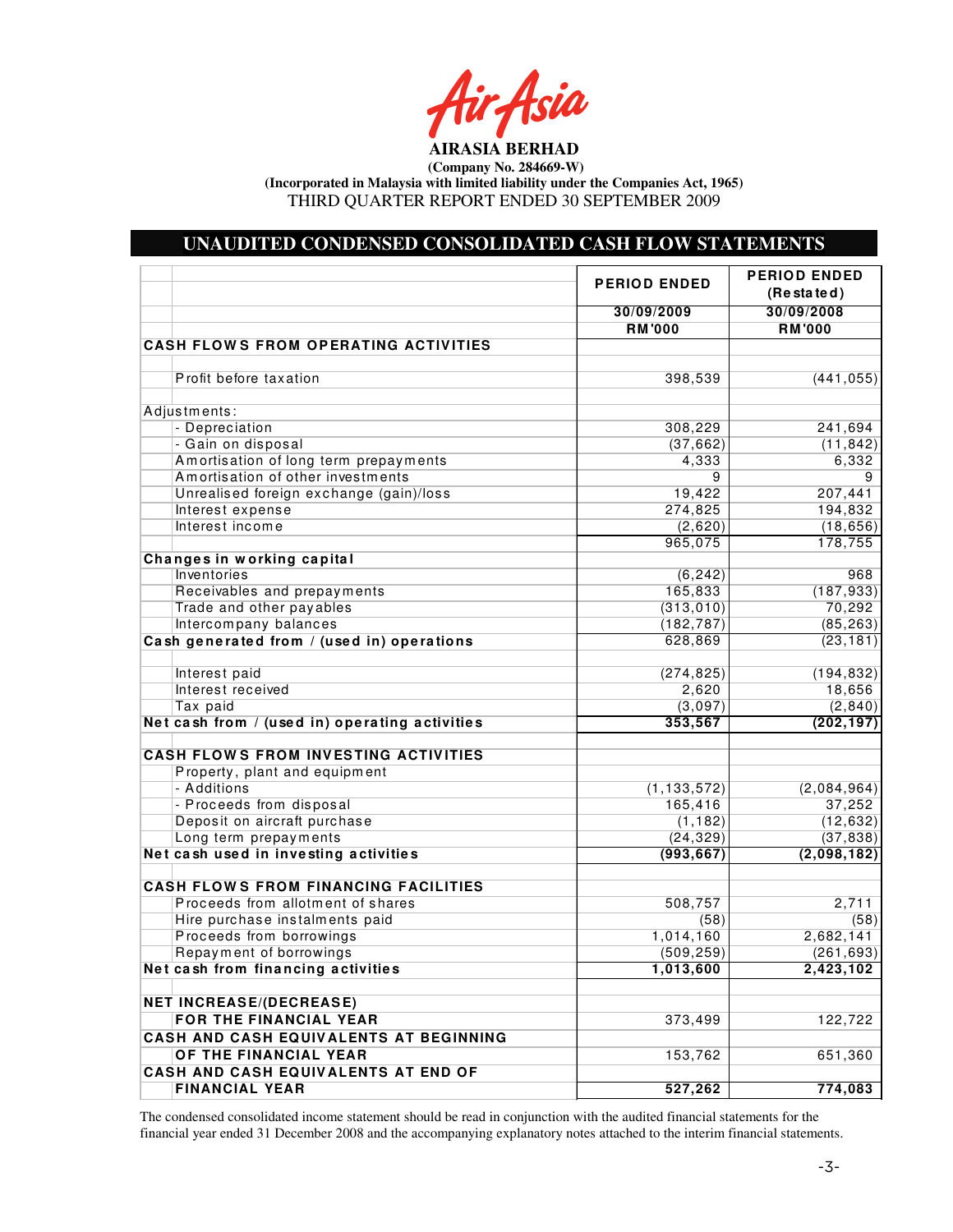**AIRASIA BERHAD**

**(Company No. 284669-W)**

**(Incorporated in Malaysia with limited liability under the Companies Act, 1965)**

THIRD QUARTER REPORT ENDED 30 SEPTEMBER 2009

## UNAUDITED CONDENSED CONSOLIDATED CASH FLOW STATEMENTS

| | PERIOD ENDED | PERIOD ENDED (Restated) |
|---|---|---|
| | 30/09/2009 | 30/09/2008 |
| | RM'000 | RM'000 |
| **CASH FLOWS FROM OPERATING ACTIVITIES** | | |
| Profit before taxation | 398,539 | (441,055) |
| Adjustments: | | |
| - Depreciation | 308,229 | 241,694 |
| - Gain on disposal | (37,662) | (11,842) |
| Amortisation of long term prepayments | 4,333 | 6,332 |
| Amortisation of other investments | 9 | 9 |
| Unrealised foreign exchange (gain)/loss | 19,422 | 207,441 |
| Interest expense | 274,825 | 194,832 |
| Interest income | (2,620) | (18,656) |
| | 965,075 | 178,755 |
| **Changes in working capital** | | |
| Inventories | (6,242) | 968 |
| Receivables and prepayments | 165,833 | (187,933) |
| Trade and other payables | (313,010) | 70,292 |
| Intercompany balances | (182,787) | (85,263) |
| **Cash generated from / (used in) operations** | 628,869 | (23,181) |
| Interest paid | (274,825) | (194,832) |
| Interest received | 2,620 | 18,656 |
| Tax paid | (3,097) | (2,840) |
| **Net cash from / (used in) operating activities** | **353,567** | **(202,197)** |
| **CASH FLOWS FROM INVESTING ACTIVITIES** | | |
| Property, plant and equipment | | |
| - Additions | (1,133,572) | (2,084,964) |
| - Proceeds from disposal | 165,416 | 37,252 |
| Deposit on aircraft purchase | (1,182) | (12,632) |
| Long term prepayments | (24,329) | (37,838) |
| **Net cash used in investing activities** | **(993,667)** | **(2,098,182)** |
| **CASH FLOWS FROM FINANCING FACILITIES** | | |
| Proceeds from allotment of shares | 508,757 | 2,711 |
| Hire purchase instalments paid | (58) | (58) |
| Proceeds from borrowings | 1,014,160 | 2,682,141 |
| Repayment of borrowings | (509,259) | (261,693) |
| **Net cash from financing activities** | **1,013,600** | **2,423,102** |
| **NET INCREASE/(DECREASE) FOR THE FINANCIAL YEAR** | 373,499 | 122,722 |
| **CASH AND CASH EQUIVALENTS AT BEGINNING OF THE FINANCIAL YEAR** | 153,762 | 651,360 |
| **CASH AND CASH EQUIVALENTS AT END OF FINANCIAL YEAR** | **527,262** | **774,083** |

The condensed consolidated income statement should be read in conjunction with the audited financial statements for the financial year ended 31 December 2008 and the accompanying explanatory notes attached to the interim financial statements.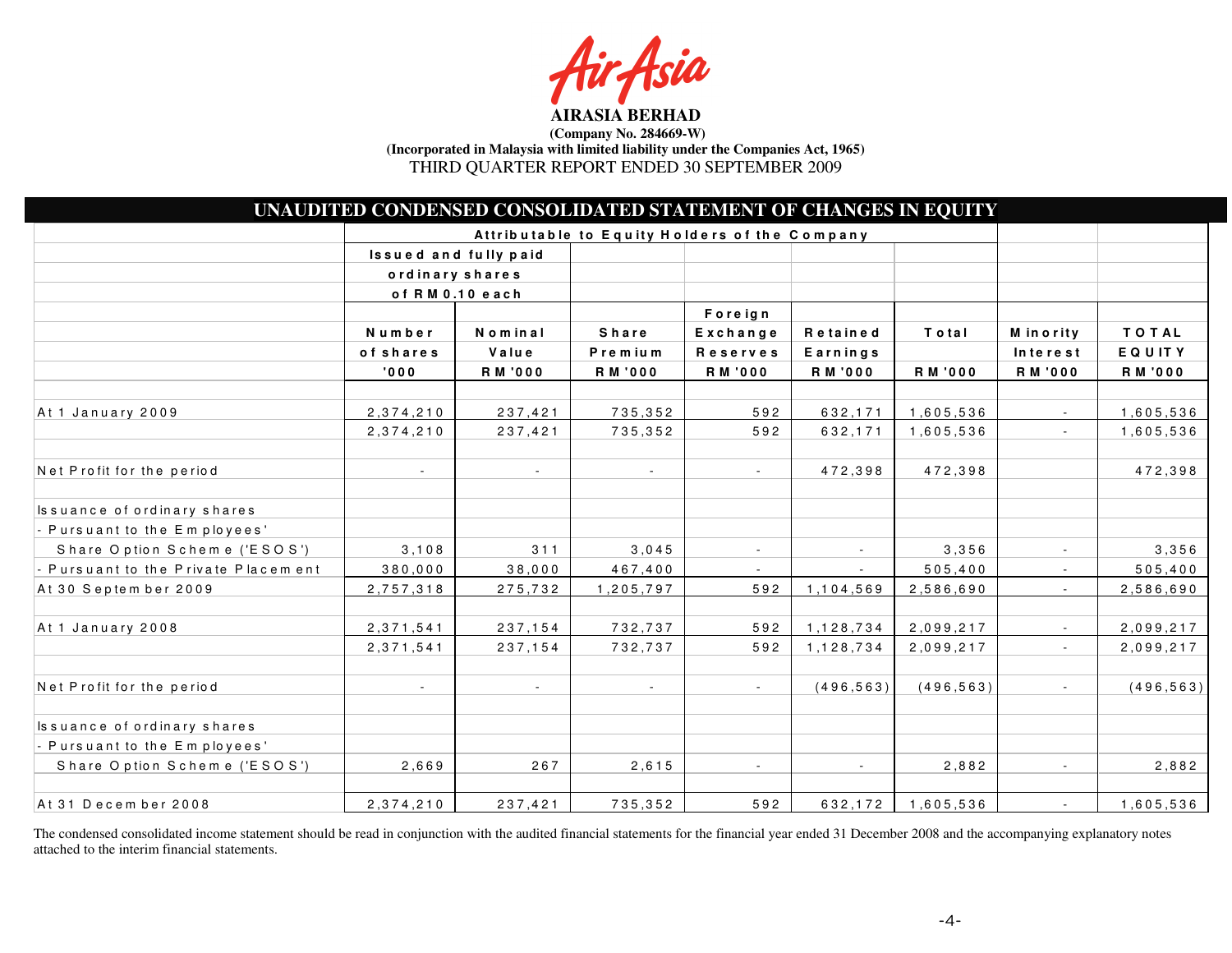**AIRASIA BERHAD**

**(Company No. 284669-W)**

**(Incorporated in Malaysia with limited liability under the Companies Act, 1965)**

THIRD QUARTER REPORT ENDED 30 SEPTEMBER 2009

## UNAUDITED CONDENSED CONSOLIDATED STATEMENT OF CHANGES IN EQUITY

| | Attributable to Equity Holders of the Company | | | | | | | |
|---|---|---|---|---|---|---|---|---|
| | Issued and fully paid ordinary shares of RM0.10 each | | | | | | | |
| | Number of shares | Nominal Value | Share Premium | Foreign Exchange Reserves | Retained Earnings | Total | Minority Interest | TOTAL EQUITY |
| | '000 | RM'000 | RM'000 | RM'000 | RM'000 | RM'000 | RM'000 | RM'000 |
| At 1 January 2009 | 2,374,210 | 237,421 | 735,352 | 592 | 632,171 | 1,605,536 | - | 1,605,536 |
| | 2,374,210 | 237,421 | 735,352 | 592 | 632,171 | 1,605,536 | - | 1,605,536 |
| Net Profit for the period | - | - | - | - | 472,398 | 472,398 | | 472,398 |
| Issuance of ordinary shares | | | | | | | | |
| - Pursuant to the Employees' | | | | | | | | |
| Share Option Scheme ('ESOS') | 3,108 | 311 | 3,045 | - | - | 3,356 | - | 3,356 |
| - Pursuant to the Private Placement | 380,000 | 38,000 | 467,400 | - | - | 505,400 | - | 505,400 |
| At 30 September 2009 | 2,757,318 | 275,732 | 1,205,797 | 592 | 1,104,569 | 2,586,690 | - | 2,586,690 |
| At 1 January 2008 | 2,371,541 | 237,154 | 732,737 | 592 | 1,128,734 | 2,099,217 | - | 2,099,217 |
| | 2,371,541 | 237,154 | 732,737 | 592 | 1,128,734 | 2,099,217 | - | 2,099,217 |
| Net Profit for the period | - | - | - | - | (496,563) | (496,563) | - | (496,563) |
| Issuance of ordinary shares | | | | | | | | |
| - Pursuant to the Employees' | | | | | | | | |
| Share Option Scheme ('ESOS') | 2,669 | 267 | 2,615 | - | - | 2,882 | - | 2,882 |
| At 31 December 2008 | 2,374,210 | 237,421 | 735,352 | 592 | 632,172 | 1,605,536 | - | 1,605,536 |

The condensed consolidated income statement should be read in conjunction with the audited financial statements for the financial year ended 31 December 2008 and the accompanying explanatory notes attached to the interim financial statements.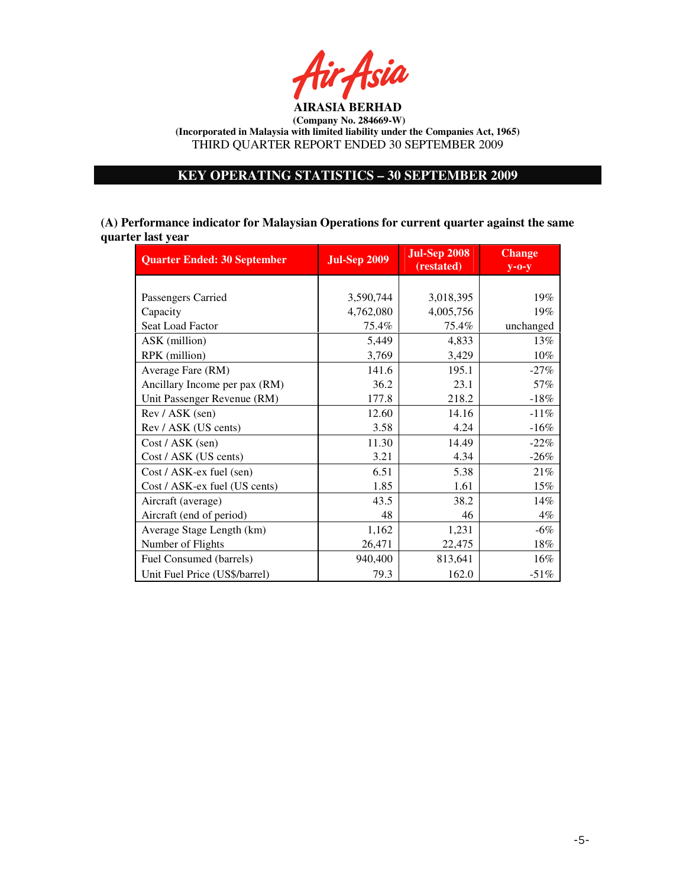**AIRASIA BERHAD**

**(Company No. 284669-W)**

**(Incorporated in Malaysia with limited liability under the Companies Act, 1965)**

THIRD QUARTER REPORT ENDED 30 SEPTEMBER 2009

## KEY OPERATING STATISTICS – 30 SEPTEMBER 2009

**(A) Performance indicator for Malaysian Operations for current quarter against the same quarter last year**

| Quarter Ended: 30 September | Jul-Sep 2009 | Jul-Sep 2008 (restated) | Change y-o-y |
|---|---|---|---|
| Passengers Carried | 3,590,744 | 3,018,395 | 19% |
| Capacity | 4,762,080 | 4,005,756 | 19% |
| Seat Load Factor | 75.4% | 75.4% | unchanged |
| ASK (million) | 5,449 | 4,833 | 13% |
| RPK (million) | 3,769 | 3,429 | 10% |
| Average Fare (RM) | 141.6 | 195.1 | -27% |
| Ancillary Income per pax (RM) | 36.2 | 23.1 | 57% |
| Unit Passenger Revenue (RM) | 177.8 | 218.2 | -18% |
| Rev / ASK (sen) | 12.60 | 14.16 | -11% |
| Rev / ASK (US cents) | 3.58 | 4.24 | -16% |
| Cost / ASK (sen) | 11.30 | 14.49 | -22% |
| Cost / ASK (US cents) | 3.21 | 4.34 | -26% |
| Cost / ASK-ex fuel (sen) | 6.51 | 5.38 | 21% |
| Cost / ASK-ex fuel (US cents) | 1.85 | 1.61 | 15% |
| Aircraft (average) | 43.5 | 38.2 | 14% |
| Aircraft (end of period) | 48 | 46 | 4% |
| Average Stage Length (km) | 1,162 | 1,231 | -6% |
| Number of Flights | 26,471 | 22,475 | 18% |
| Fuel Consumed (barrels) | 940,400 | 813,641 | 16% |
| Unit Fuel Price (US$/barrel) | 79.3 | 162.0 | -51% |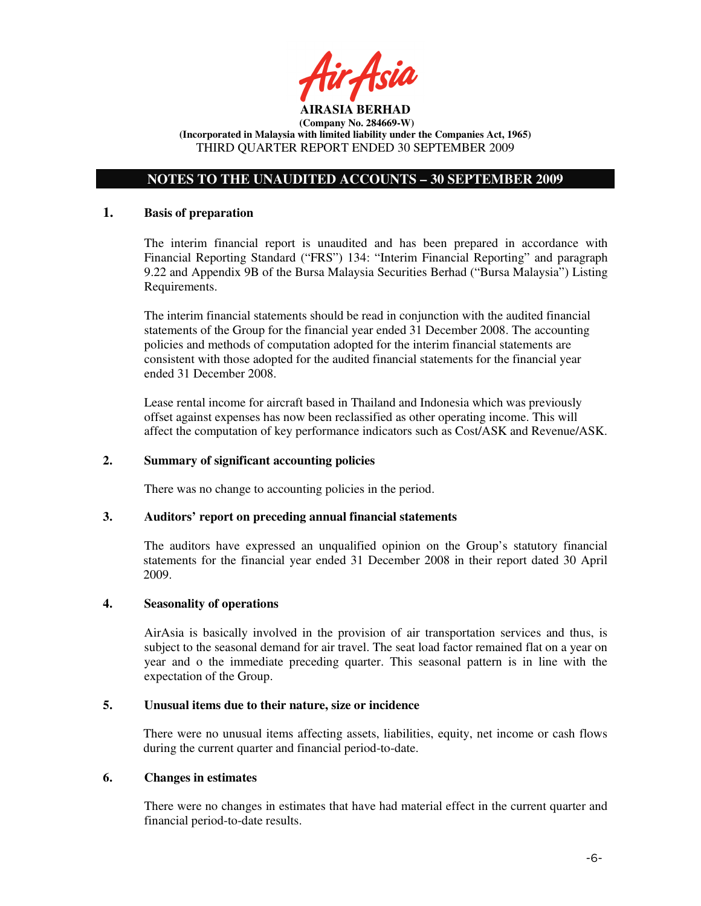**AIRASIA BERHAD**
**(Company No. 284669-W)**
**(Incorporated in Malaysia with limited liability under the Companies Act, 1965)**
THIRD QUARTER REPORT ENDED 30 SEPTEMBER 2009

## NOTES TO THE UNAUDITED ACCOUNTS – 30 SEPTEMBER 2009

### 1. Basis of preparation

The interim financial report is unaudited and has been prepared in accordance with Financial Reporting Standard ("FRS") 134: "Interim Financial Reporting" and paragraph 9.22 and Appendix 9B of the Bursa Malaysia Securities Berhad ("Bursa Malaysia") Listing Requirements.

The interim financial statements should be read in conjunction with the audited financial statements of the Group for the financial year ended 31 December 2008. The accounting policies and methods of computation adopted for the interim financial statements are consistent with those adopted for the audited financial statements for the financial year ended 31 December 2008.

Lease rental income for aircraft based in Thailand and Indonesia which was previously offset against expenses has now been reclassified as other operating income. This will affect the computation of key performance indicators such as Cost/ASK and Revenue/ASK.

### 2. Summary of significant accounting policies

There was no change to accounting policies in the period.

### 3. Auditors' report on preceding annual financial statements

The auditors have expressed an unqualified opinion on the Group's statutory financial statements for the financial year ended 31 December 2008 in their report dated 30 April 2009.

### 4. Seasonality of operations

AirAsia is basically involved in the provision of air transportation services and thus, is subject to the seasonal demand for air travel. The seat load factor remained flat on a year on year and o the immediate preceding quarter. This seasonal pattern is in line with the expectation of the Group.

### 5. Unusual items due to their nature, size or incidence

There were no unusual items affecting assets, liabilities, equity, net income or cash flows during the current quarter and financial period-to-date.

### 6. Changes in estimates

There were no changes in estimates that have had material effect in the current quarter and financial period-to-date results.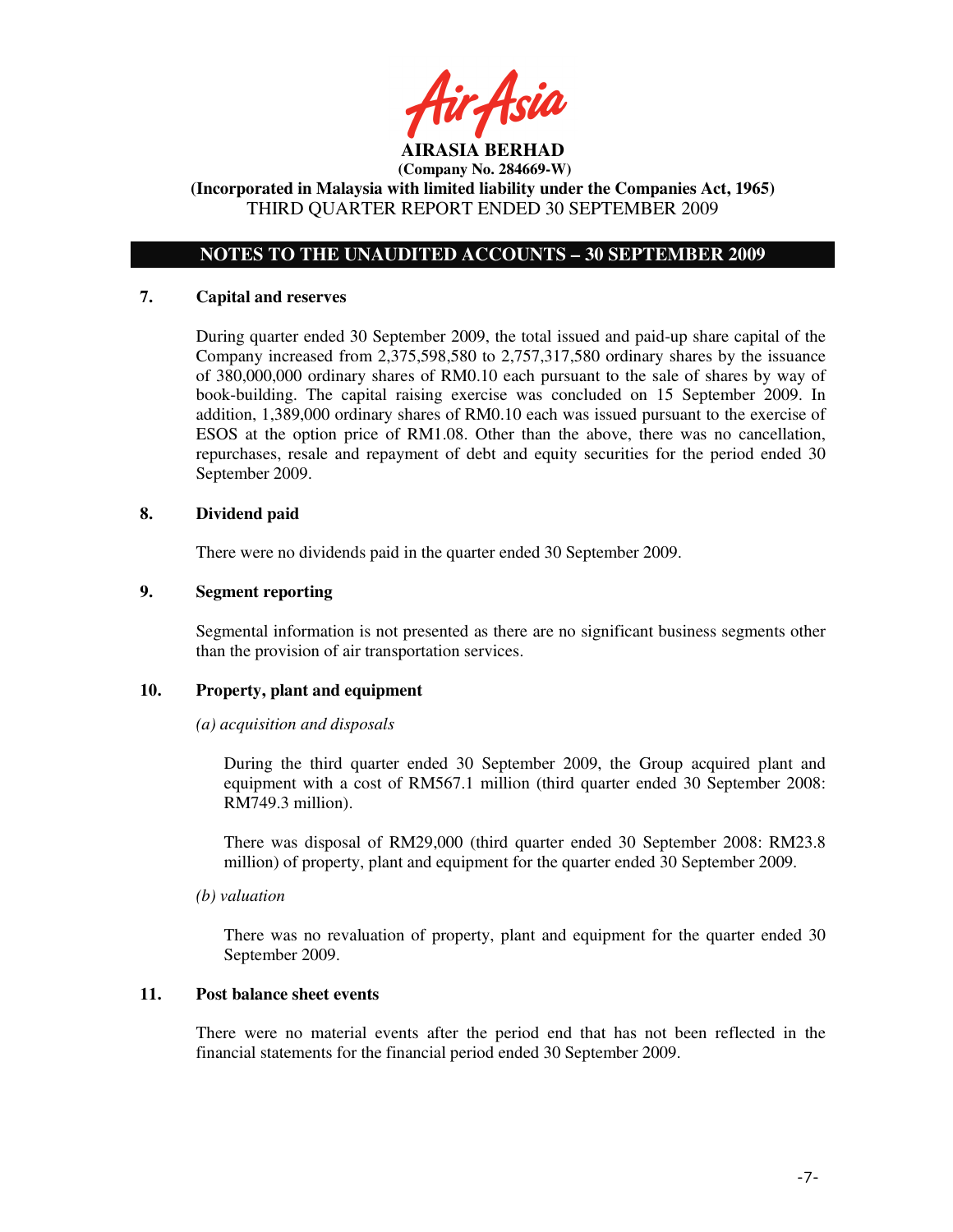**AIRASIA BERHAD**
**(Company No. 284669-W)**
**(Incorporated in Malaysia with limited liability under the Companies Act, 1965)**
THIRD QUARTER REPORT ENDED 30 SEPTEMBER 2009

## NOTES TO THE UNAUDITED ACCOUNTS – 30 SEPTEMBER 2009

### 7. Capital and reserves

During quarter ended 30 September 2009, the total issued and paid-up share capital of the Company increased from 2,375,598,580 to 2,757,317,580 ordinary shares by the issuance of 380,000,000 ordinary shares of RM0.10 each pursuant to the sale of shares by way of book-building. The capital raising exercise was concluded on 15 September 2009. In addition, 1,389,000 ordinary shares of RM0.10 each was issued pursuant to the exercise of ESOS at the option price of RM1.08. Other than the above, there was no cancellation, repurchases, resale and repayment of debt and equity securities for the period ended 30 September 2009.

### 8. Dividend paid

There were no dividends paid in the quarter ended 30 September 2009.

### 9. Segment reporting

Segmental information is not presented as there are no significant business segments other than the provision of air transportation services.

### 10. Property, plant and equipment

*(a) acquisition and disposals*

During the third quarter ended 30 September 2009, the Group acquired plant and equipment with a cost of RM567.1 million (third quarter ended 30 September 2008: RM749.3 million).

There was disposal of RM29,000 (third quarter ended 30 September 2008: RM23.8 million) of property, plant and equipment for the quarter ended 30 September 2009.

*(b) valuation*

There was no revaluation of property, plant and equipment for the quarter ended 30 September 2009.

### 11. Post balance sheet events

There were no material events after the period end that has not been reflected in the financial statements for the financial period ended 30 September 2009.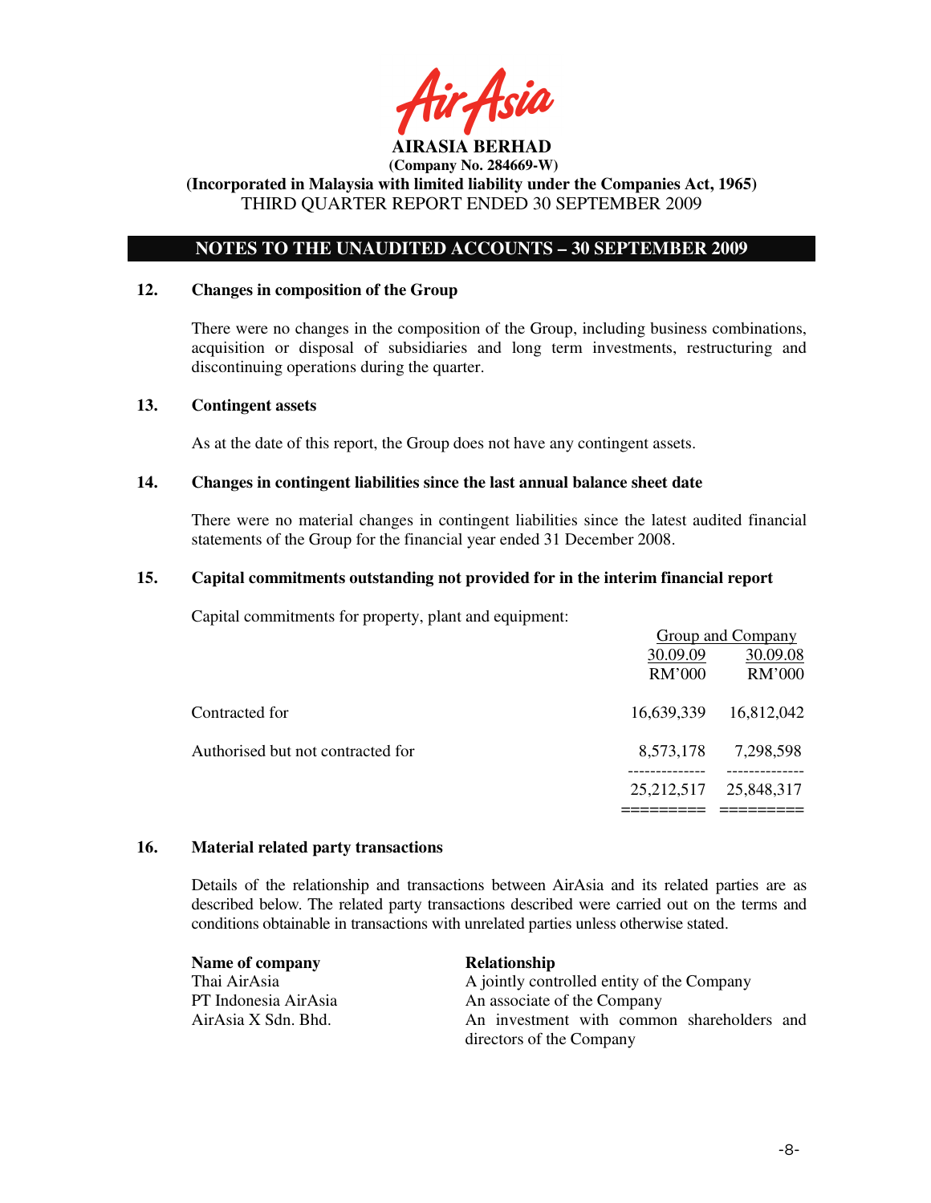**AIRASIA BERHAD**
**(Company No. 284669-W)**
**(Incorporated in Malaysia with limited liability under the Companies Act, 1965)**
THIRD QUARTER REPORT ENDED 30 SEPTEMBER 2009

## NOTES TO THE UNAUDITED ACCOUNTS – 30 SEPTEMBER 2009

### 12. Changes in composition of the Group

There were no changes in the composition of the Group, including business combinations, acquisition or disposal of subsidiaries and long term investments, restructuring and discontinuing operations during the quarter.

### 13. Contingent assets

As at the date of this report, the Group does not have any contingent assets.

### 14. Changes in contingent liabilities since the last annual balance sheet date

There were no material changes in contingent liabilities since the latest audited financial statements of the Group for the financial year ended 31 December 2008.

### 15. Capital commitments outstanding not provided for in the interim financial report

Capital commitments for property, plant and equipment:

| | Group and Company | |
|---|---|---|
| | 30.09.09 | 30.09.08 |
| | RM'000 | RM'000 |
| Contracted for | 16,639,339 | 16,812,042 |
| Authorised but not contracted for | 8,573,178 | 7,298,598 |
| | 25,212,517 | 25,848,317 |

### 16. Material related party transactions

Details of the relationship and transactions between AirAsia and its related parties are as described below. The related party transactions described were carried out on the terms and conditions obtainable in transactions with unrelated parties unless otherwise stated.

| **Name of company** | **Relationship** |
|---|---|
| Thai AirAsia | A jointly controlled entity of the Company |
| PT Indonesia AirAsia | An associate of the Company |
| AirAsia X Sdn. Bhd. | An investment with common shareholders and directors of the Company |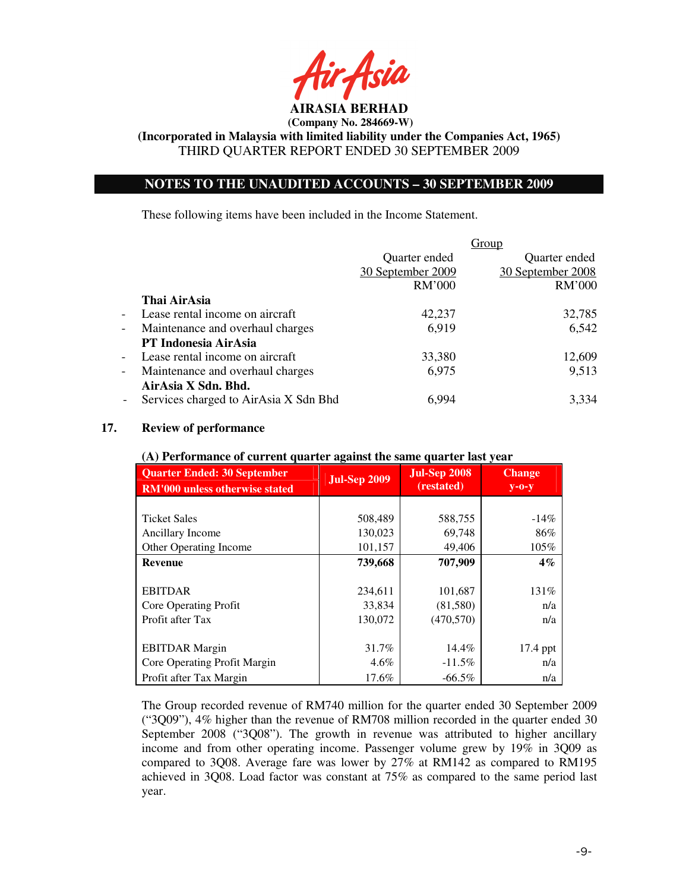# AIRASIA BERHAD

**(Company No. 284669-W)**

**(Incorporated in Malaysia with limited liability under the Companies Act, 1965)**

THIRD QUARTER REPORT ENDED 30 SEPTEMBER 2009

## NOTES TO THE UNAUDITED ACCOUNTS – 30 SEPTEMBER 2009

These following items have been included in the Income Statement.

| | Group | |
|---|---|---|
| | Quarter ended 30 September 2009 RM'000 | Quarter ended 30 September 2008 RM'000 |
| **Thai AirAsia** | | |
| - Lease rental income on aircraft | 42,237 | 32,785 |
| - Maintenance and overhaul charges | 6,919 | 6,542 |
| **PT Indonesia AirAsia** | | |
| - Lease rental income on aircraft | 33,380 | 12,609 |
| - Maintenance and overhaul charges | 6,975 | 9,513 |
| **AirAsia X Sdn. Bhd.** | | |
| - Services charged to AirAsia X Sdn Bhd | 6,994 | 3,334 |

## 17. Review of performance

**(A) Performance of current quarter against the same quarter last year**

| Quarter Ended: 30 September RM'000 unless otherwise stated | Jul-Sep 2009 | Jul-Sep 2008 (restated) | Change y-o-y |
|---|---|---|---|
| Ticket Sales | 508,489 | 588,755 | -14% |
| Ancillary Income | 130,023 | 69,748 | 86% |
| Other Operating Income | 101,157 | 49,406 | 105% |
| **Revenue** | **739,668** | **707,909** | **4%** |
| EBITDAR | 234,611 | 101,687 | 131% |
| Core Operating Profit | 33,834 | (81,580) | n/a |
| Profit after Tax | 130,072 | (470,570) | n/a |
| EBITDAR Margin | 31.7% | 14.4% | 17.4 ppt |
| Core Operating Profit Margin | 4.6% | -11.5% | n/a |
| Profit after Tax Margin | 17.6% | -66.5% | n/a |

The Group recorded revenue of RM740 million for the quarter ended 30 September 2009 ("3Q09"), 4% higher than the revenue of RM708 million recorded in the quarter ended 30 September 2008 ("3Q08"). The growth in revenue was attributed to higher ancillary income and from other operating income. Passenger volume grew by 19% in 3Q09 as compared to 3Q08. Average fare was lower by 27% at RM142 as compared to RM195 achieved in 3Q08. Load factor was constant at 75% as compared to the same period last year.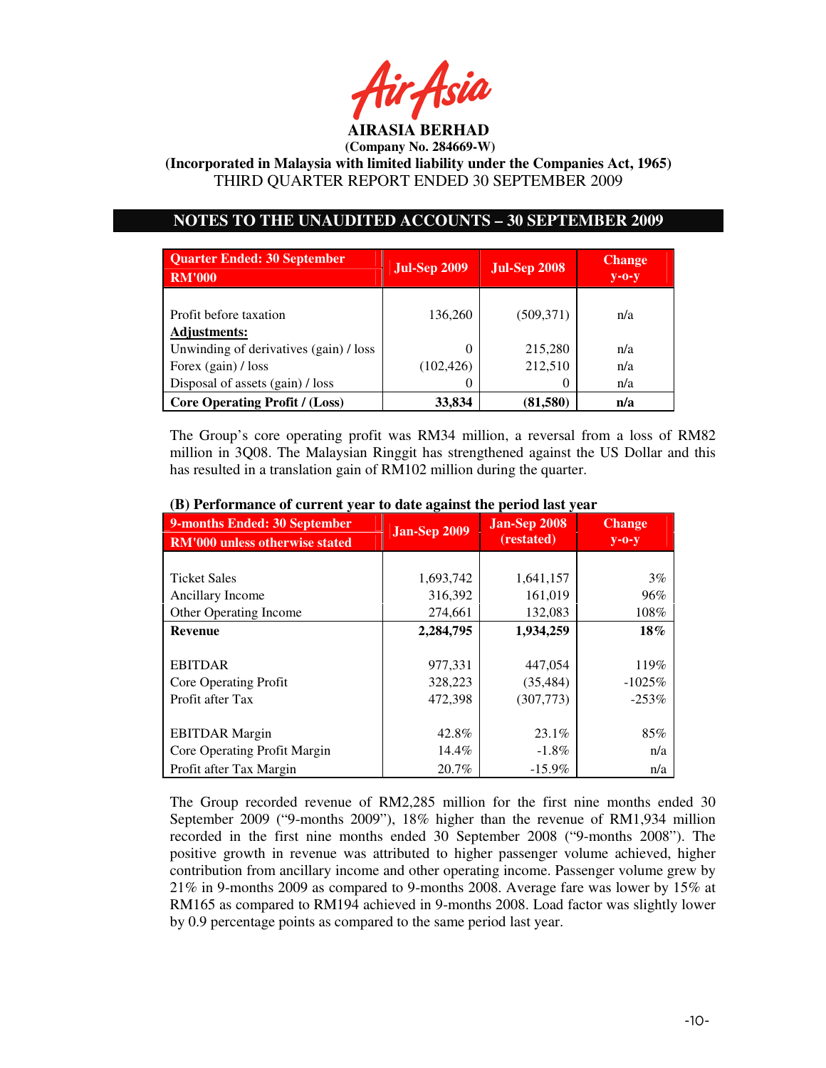**AIRASIA BERHAD**

**(Company No. 284669-W)**

**(Incorporated in Malaysia with limited liability under the Companies Act, 1965)**

THIRD QUARTER REPORT ENDED 30 SEPTEMBER 2009

## NOTES TO THE UNAUDITED ACCOUNTS – 30 SEPTEMBER 2009

| Quarter Ended: 30 September RM'000 | Jul-Sep 2009 | Jul-Sep 2008 | Change y-o-y |
|---|---|---|---|
| Profit before taxation | 136,260 | (509,371) | n/a |
| **Adjustments:** | | | |
| Unwinding of derivatives (gain) / loss | 0 | 215,280 | n/a |
| Forex (gain) / loss | (102,426) | 212,510 | n/a |
| Disposal of assets (gain) / loss | 0 | 0 | n/a |
| **Core Operating Profit / (Loss)** | **33,834** | **(81,580)** | **n/a** |

The Group's core operating profit was RM34 million, a reversal from a loss of RM82 million in 3Q08. The Malaysian Ringgit has strengthened against the US Dollar and this has resulted in a translation gain of RM102 million during the quarter.

**(B) Performance of current year to date against the period last year**

| 9-months Ended: 30 September RM'000 unless otherwise stated | Jan-Sep 2009 | Jan-Sep 2008 (restated) | Change y-o-y |
|---|---|---|---|
| Ticket Sales | 1,693,742 | 1,641,157 | 3% |
| Ancillary Income | 316,392 | 161,019 | 96% |
| Other Operating Income | 274,661 | 132,083 | 108% |
| **Revenue** | **2,284,795** | **1,934,259** | **18%** |
| EBITDAR | 977,331 | 447,054 | 119% |
| Core Operating Profit | 328,223 | (35,484) | -1025% |
| Profit after Tax | 472,398 | (307,773) | -253% |
| EBITDAR Margin | 42.8% | 23.1% | 85% |
| Core Operating Profit Margin | 14.4% | -1.8% | n/a |
| Profit after Tax Margin | 20.7% | -15.9% | n/a |

The Group recorded revenue of RM2,285 million for the first nine months ended 30 September 2009 ("9-months 2009"), 18% higher than the revenue of RM1,934 million recorded in the first nine months ended 30 September 2008 ("9-months 2008"). The positive growth in revenue was attributed to higher passenger volume achieved, higher contribution from ancillary income and other operating income. Passenger volume grew by 21% in 9-months 2009 as compared to 9-months 2008. Average fare was lower by 15% at RM165 as compared to RM194 achieved in 9-months 2008. Load factor was slightly lower by 0.9 percentage points as compared to the same period last year.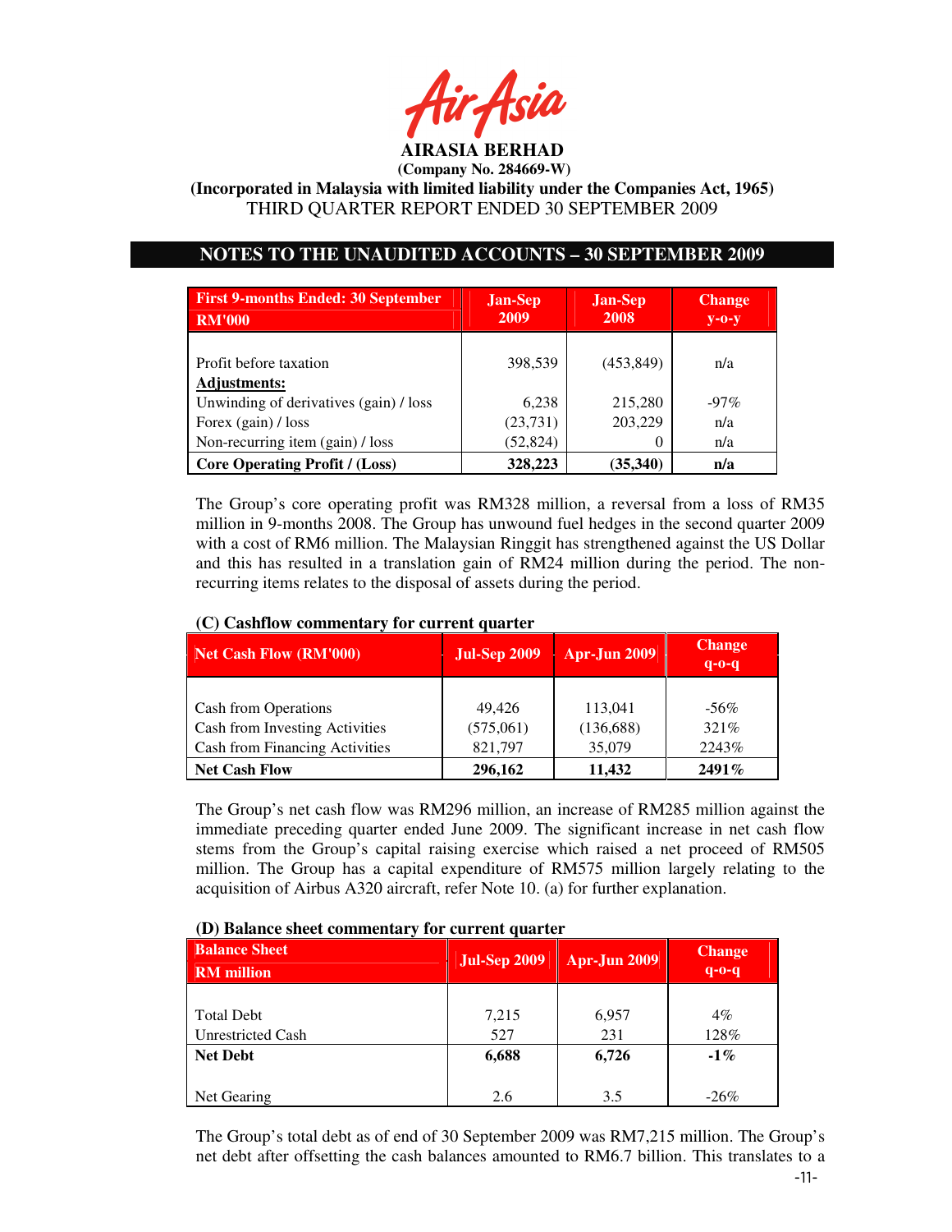# AIRASIA BERHAD

**(Company No. 284669-W)**

**(Incorporated in Malaysia with limited liability under the Companies Act, 1965)**

THIRD QUARTER REPORT ENDED 30 SEPTEMBER 2009

## NOTES TO THE UNAUDITED ACCOUNTS – 30 SEPTEMBER 2009

| First 9-months Ended: 30 September RM'000 | Jan-Sep 2009 | Jan-Sep 2008 | Change y-o-y |
|---|---|---|---|
| Profit before taxation | 398,539 | (453,849) | n/a |
| **Adjustments:** | | | |
| Unwinding of derivatives (gain) / loss | 6,238 | 215,280 | -97% |
| Forex (gain) / loss | (23,731) | 203,229 | n/a |
| Non-recurring item (gain) / loss | (52,824) | 0 | n/a |
| **Core Operating Profit / (Loss)** | **328,223** | **(35,340)** | **n/a** |

The Group's core operating profit was RM328 million, a reversal from a loss of RM35 million in 9-months 2008. The Group has unwound fuel hedges in the second quarter 2009 with a cost of RM6 million. The Malaysian Ringgit has strengthened against the US Dollar and this has resulted in a translation gain of RM24 million during the period. The non-recurring items relates to the disposal of assets during the period.

### (C) Cashflow commentary for current quarter

| Net Cash Flow (RM'000) | Jul-Sep 2009 | Apr-Jun 2009 | Change q-o-q |
|---|---|---|---|
| Cash from Operations | 49,426 | 113,041 | -56% |
| Cash from Investing Activities | (575,061) | (136,688) | 321% |
| Cash from Financing Activities | 821,797 | 35,079 | 2243% |
| **Net Cash Flow** | **296,162** | **11,432** | **2491%** |

The Group's net cash flow was RM296 million, an increase of RM285 million against the immediate preceding quarter ended June 2009. The significant increase in net cash flow stems from the Group's capital raising exercise which raised a net proceed of RM505 million. The Group has a capital expenditure of RM575 million largely relating to the acquisition of Airbus A320 aircraft, refer Note 10. (a) for further explanation.

### (D) Balance sheet commentary for current quarter

| Balance Sheet RM million | Jul-Sep 2009 | Apr-Jun 2009 | Change q-o-q |
|---|---|---|---|
| Total Debt | 7,215 | 6,957 | 4% |
| Unrestricted Cash | 527 | 231 | 128% |
| **Net Debt** | **6,688** | **6,726** | **-1%** |
| Net Gearing | 2.6 | 3.5 | -26% |

The Group's total debt as of end of 30 September 2009 was RM7,215 million. The Group's net debt after offsetting the cash balances amounted to RM6.7 billion. This translates to a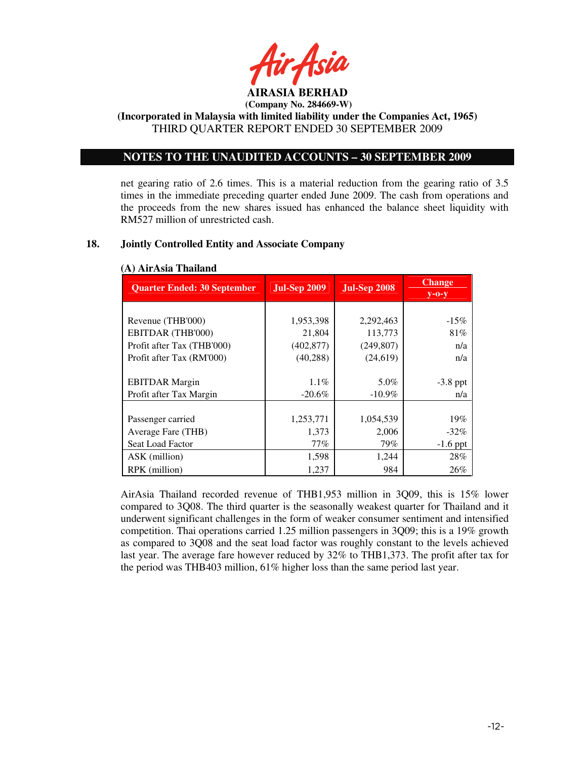net gearing ratio of 2.6 times. This is a material reduction from the gearing ratio of 3.5 times in the immediate preceding quarter ended June 2009. The cash from operations and the proceeds from the new shares issued has enhanced the balance sheet liquidity with RM527 million of unrestricted cash.

## 18. Jointly Controlled Entity and Associate Company

### (A) AirAsia Thailand

| Quarter Ended: 30 September | Jul-Sep 2009 | Jul-Sep 2008 | Change y-o-y |
|---|---|---|---|
| Revenue (THB'000) | 1,953,398 | 2,292,463 | -15% |
| EBITDAR (THB'000) | 21,804 | 113,773 | 81% |
| Profit after Tax (THB'000) | (402,877) | (249,807) | n/a |
| Profit after Tax (RM'000) | (40,288) | (24,619) | n/a |
| EBITDAR Margin | 1.1% | 5.0% | -3.8 ppt |
| Profit after Tax Margin | -20.6% | -10.9% | n/a |
| Passenger carried | 1,253,771 | 1,054,539 | 19% |
| Average Fare (THB) | 1,373 | 2,006 | -32% |
| Seat Load Factor | 77% | 79% | -1.6 ppt |
| ASK (million) | 1,598 | 1,244 | 28% |
| RPK (million) | 1,237 | 984 | 26% |

AirAsia Thailand recorded revenue of THB1,953 million in 3Q09, this is 15% lower compared to 3Q08. The third quarter is the seasonally weakest quarter for Thailand and it underwent significant challenges in the form of weaker consumer sentiment and intensified competition. Thai operations carried 1.25 million passengers in 3Q09; this is a 19% growth as compared to 3Q08 and the seat load factor was roughly constant to the levels achieved last year. The average fare however reduced by 32% to THB1,373. The profit after tax for the period was THB403 million, 61% higher loss than the same period last year.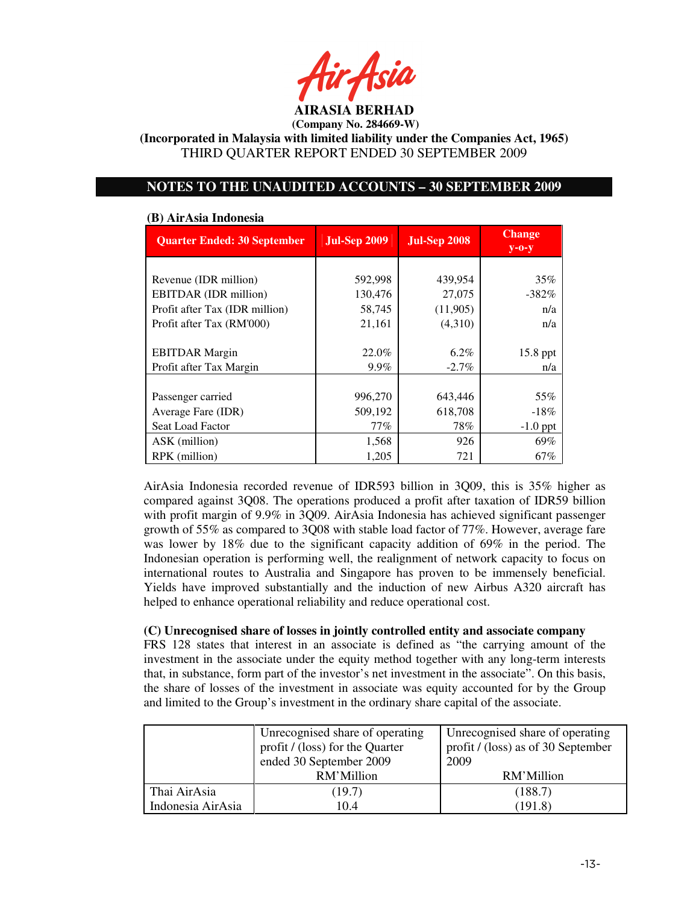# AIRASIA BERHAD

**(Company No. 284669-W)**

**(Incorporated in Malaysia with limited liability under the Companies Act, 1965)**

THIRD QUARTER REPORT ENDED 30 SEPTEMBER 2009

## NOTES TO THE UNAUDITED ACCOUNTS – 30 SEPTEMBER 2009

### (B) AirAsia Indonesia

| Quarter Ended: 30 September | Jul-Sep 2009 | Jul-Sep 2008 | Change y-o-y |
|---|---|---|---|
| Revenue (IDR million) | 592,998 | 439,954 | 35% |
| EBITDAR (IDR million) | 130,476 | 27,075 | -382% |
| Profit after Tax (IDR million) | 58,745 | (11,905) | n/a |
| Profit after Tax (RM'000) | 21,161 | (4,310) | n/a |
| EBITDAR Margin | 22.0% | 6.2% | 15.8 ppt |
| Profit after Tax Margin | 9.9% | -2.7% | n/a |
| Passenger carried | 996,270 | 643,446 | 55% |
| Average Fare (IDR) | 509,192 | 618,708 | -18% |
| Seat Load Factor | 77% | 78% | -1.0 ppt |
| ASK (million) | 1,568 | 926 | 69% |
| RPK (million) | 1,205 | 721 | 67% |

AirAsia Indonesia recorded revenue of IDR593 billion in 3Q09, this is 35% higher as compared against 3Q08. The operations produced a profit after taxation of IDR59 billion with profit margin of 9.9% in 3Q09. AirAsia Indonesia has achieved significant passenger growth of 55% as compared to 3Q08 with stable load factor of 77%. However, average fare was lower by 18% due to the significant capacity addition of 69% in the period. The Indonesian operation is performing well, the realignment of network capacity to focus on international routes to Australia and Singapore has proven to be immensely beneficial. Yields have improved substantially and the induction of new Airbus A320 aircraft has helped to enhance operational reliability and reduce operational cost.

**(C) Unrecognised share of losses in jointly controlled entity and associate company**

FRS 128 states that interest in an associate is defined as "the carrying amount of the investment in the associate under the equity method together with any long-term interests that, in substance, form part of the investor's net investment in the associate". On this basis, the share of losses of the investment in associate was equity accounted for by the Group and limited to the Group's investment in the ordinary share capital of the associate.

| | Unrecognised share of operating profit / (loss) for the Quarter ended 30 September 2009 RM'Million | Unrecognised share of operating profit / (loss) as of 30 September 2009 RM'Million |
|---|---|---|
| Thai AirAsia | (19.7) | (188.7) |
| Indonesia AirAsia | 10.4 | (191.8) |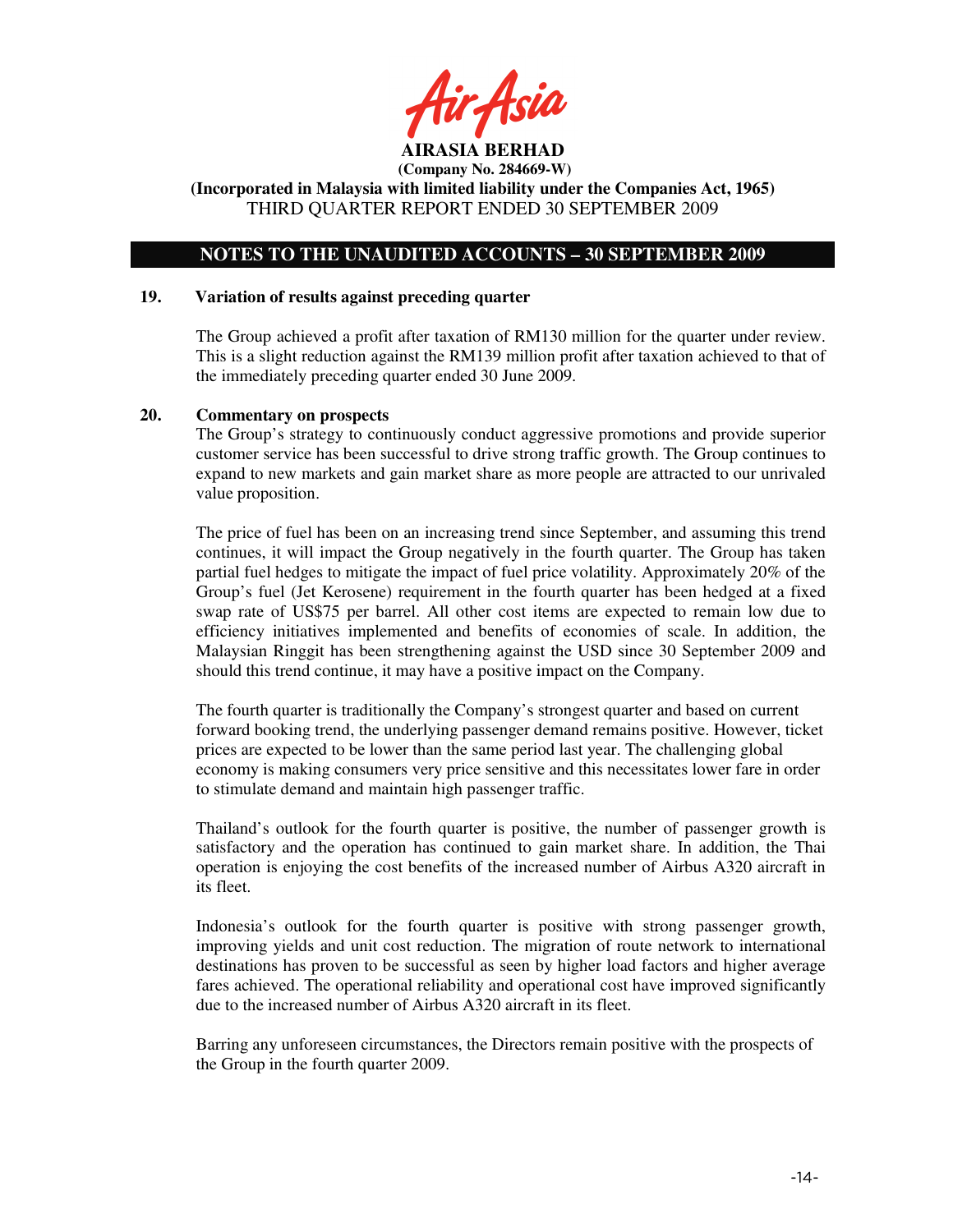**AIRASIA BERHAD**

**(Company No. 284669-W)**

**(Incorporated in Malaysia with limited liability under the Companies Act, 1965)**

THIRD QUARTER REPORT ENDED 30 SEPTEMBER 2009

## NOTES TO THE UNAUDITED ACCOUNTS – 30 SEPTEMBER 2009

### 19. Variation of results against preceding quarter

The Group achieved a profit after taxation of RM130 million for the quarter under review. This is a slight reduction against the RM139 million profit after taxation achieved to that of the immediately preceding quarter ended 30 June 2009.

### 20. Commentary on prospects

The Group's strategy to continuously conduct aggressive promotions and provide superior customer service has been successful to drive strong traffic growth. The Group continues to expand to new markets and gain market share as more people are attracted to our unrivaled value proposition.

The price of fuel has been on an increasing trend since September, and assuming this trend continues, it will impact the Group negatively in the fourth quarter. The Group has taken partial fuel hedges to mitigate the impact of fuel price volatility. Approximately 20% of the Group's fuel (Jet Kerosene) requirement in the fourth quarter has been hedged at a fixed swap rate of US$75 per barrel. All other cost items are expected to remain low due to efficiency initiatives implemented and benefits of economies of scale. In addition, the Malaysian Ringgit has been strengthening against the USD since 30 September 2009 and should this trend continue, it may have a positive impact on the Company.

The fourth quarter is traditionally the Company's strongest quarter and based on current forward booking trend, the underlying passenger demand remains positive. However, ticket prices are expected to be lower than the same period last year. The challenging global economy is making consumers very price sensitive and this necessitates lower fare in order to stimulate demand and maintain high passenger traffic.

Thailand's outlook for the fourth quarter is positive, the number of passenger growth is satisfactory and the operation has continued to gain market share. In addition, the Thai operation is enjoying the cost benefits of the increased number of Airbus A320 aircraft in its fleet.

Indonesia's outlook for the fourth quarter is positive with strong passenger growth, improving yields and unit cost reduction. The migration of route network to international destinations has proven to be successful as seen by higher load factors and higher average fares achieved. The operational reliability and operational cost have improved significantly due to the increased number of Airbus A320 aircraft in its fleet.

Barring any unforeseen circumstances, the Directors remain positive with the prospects of the Group in the fourth quarter 2009.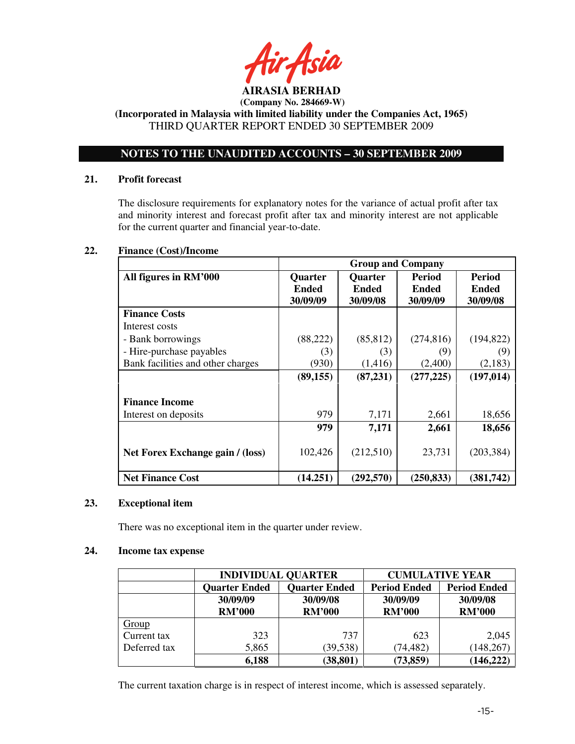AIRASIA BERHAD

(Company No. 284669-W)

(Incorporated in Malaysia with limited liability under the Companies Act, 1965)

THIRD QUARTER REPORT ENDED 30 SEPTEMBER 2009

## NOTES TO THE UNAUDITED ACCOUNTS – 30 SEPTEMBER 2009

### 21. Profit forecast

The disclosure requirements for explanatory notes for the variance of actual profit after tax and minority interest and forecast profit after tax and minority interest are not applicable for the current quarter and financial year-to-date.

### 22. Finance (Cost)/Income

| | Group and Company | | | |
|---|---|---|---|---|
| **All figures in RM'000** | **Quarter Ended 30/09/09** | **Quarter Ended 30/09/08** | **Period Ended 30/09/09** | **Period Ended 30/09/08** |
| **Finance Costs** | | | | |
| Interest costs | | | | |
| - Bank borrowings | (88,222) | (85,812) | (274,816) | (194,822) |
| - Hire-purchase payables | (3) | (3) | (9) | (9) |
| Bank facilities and other charges | (930) | (1,416) | (2,400) | (2,183) |
| | **(89,155)** | **(87,231)** | **(277,225)** | **(197,014)** |
| **Finance Income** | | | | |
| Interest on deposits | 979 | 7,171 | 2,661 | 18,656 |
| | **979** | **7,171** | **2,661** | **18,656** |
| **Net Forex Exchange gain / (loss)** | 102,426 | (212,510) | 23,731 | (203,384) |
| **Net Finance Cost** | **(14.251)** | **(292,570)** | **(250,833)** | **(381,742)** |

### 23. Exceptional item

There was no exceptional item in the quarter under review.

### 24. Income tax expense

| | INDIVIDUAL QUARTER | | CUMULATIVE YEAR | |
|---|---|---|---|---|
| | **Quarter Ended** | **Quarter Ended** | **Period Ended** | **Period Ended** |
| | **30/09/09 RM'000** | **30/09/08 RM'000** | **30/09/09 RM'000** | **30/09/08 RM'000** |
| <u>Group</u> | | | | |
| Current tax | 323 | 737 | 623 | 2,045 |
| Deferred tax | 5,865 | (39,538) | (74,482) | (148,267) |
| | **6,188** | **(38,801)** | **(73,859)** | **(146,222)** |

The current taxation charge is in respect of interest income, which is assessed separately.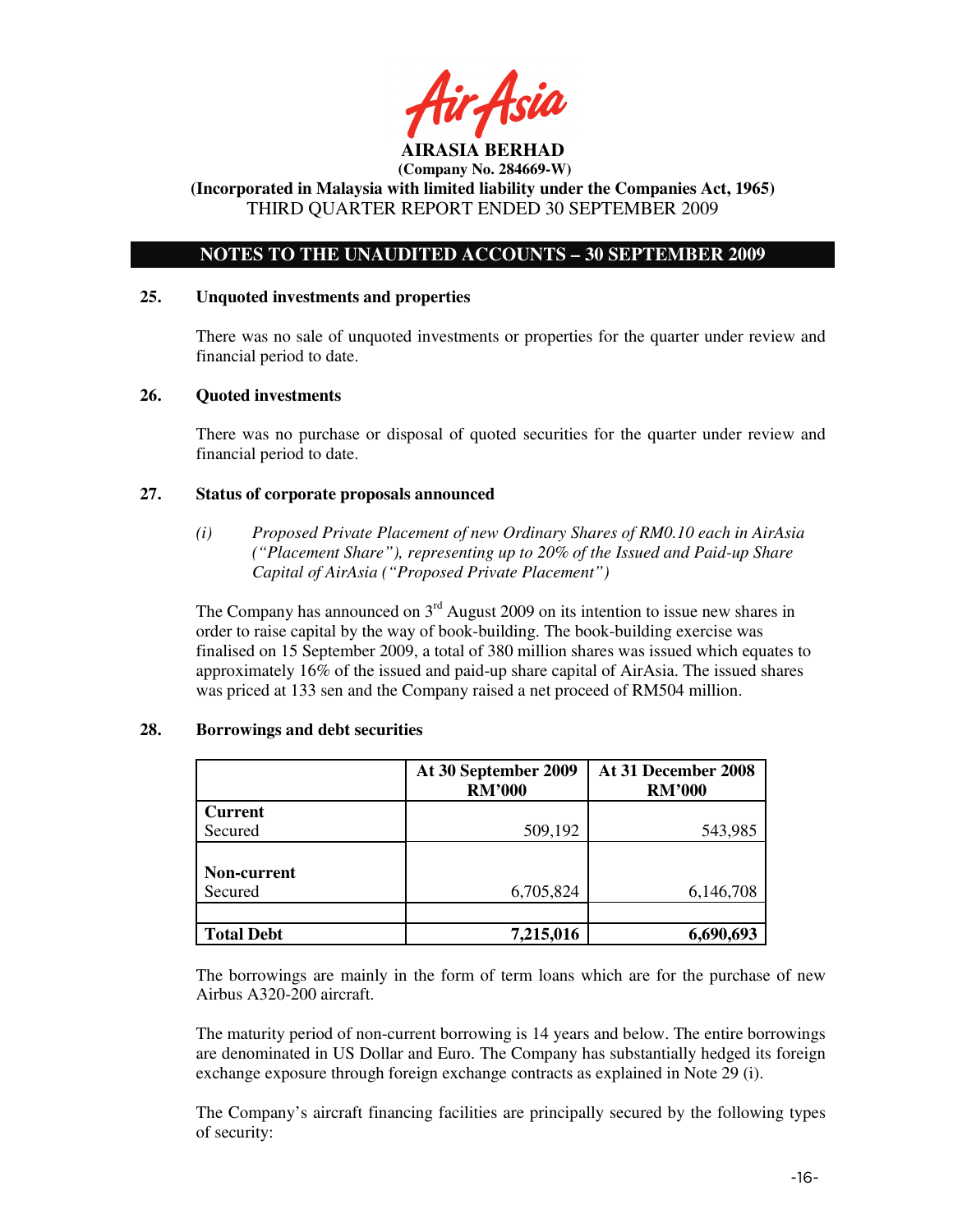## NOTES TO THE UNAUDITED ACCOUNTS – 30 SEPTEMBER 2009

### 25. Unquoted investments and properties

There was no sale of unquoted investments or properties for the quarter under review and financial period to date.

### 26. Quoted investments

There was no purchase or disposal of quoted securities for the quarter under review and financial period to date.

### 27. Status of corporate proposals announced

*(i) Proposed Private Placement of new Ordinary Shares of RM0.10 each in AirAsia ("Placement Share"), representing up to 20% of the Issued and Paid-up Share Capital of AirAsia ("Proposed Private Placement")*

The Company has announced on 3rd August 2009 on its intention to issue new shares in order to raise capital by the way of book-building. The book-building exercise was finalised on 15 September 2009, a total of 380 million shares was issued which equates to approximately 16% of the issued and paid-up share capital of AirAsia. The issued shares was priced at 133 sen and the Company raised a net proceed of RM504 million.

### 28. Borrowings and debt securities

| | At 30 September 2009 RM'000 | At 31 December 2008 RM'000 |
|---|---|---|
| **Current** | | |
| Secured | 509,192 | 543,985 |
| **Non-current** | | |
| Secured | 6,705,824 | 6,146,708 |
| **Total Debt** | **7,215,016** | **6,690,693** |

The borrowings are mainly in the form of term loans which are for the purchase of new Airbus A320-200 aircraft.

The maturity period of non-current borrowing is 14 years and below. The entire borrowings are denominated in US Dollar and Euro. The Company has substantially hedged its foreign exchange exposure through foreign exchange contracts as explained in Note 29 (i).

The Company's aircraft financing facilities are principally secured by the following types of security: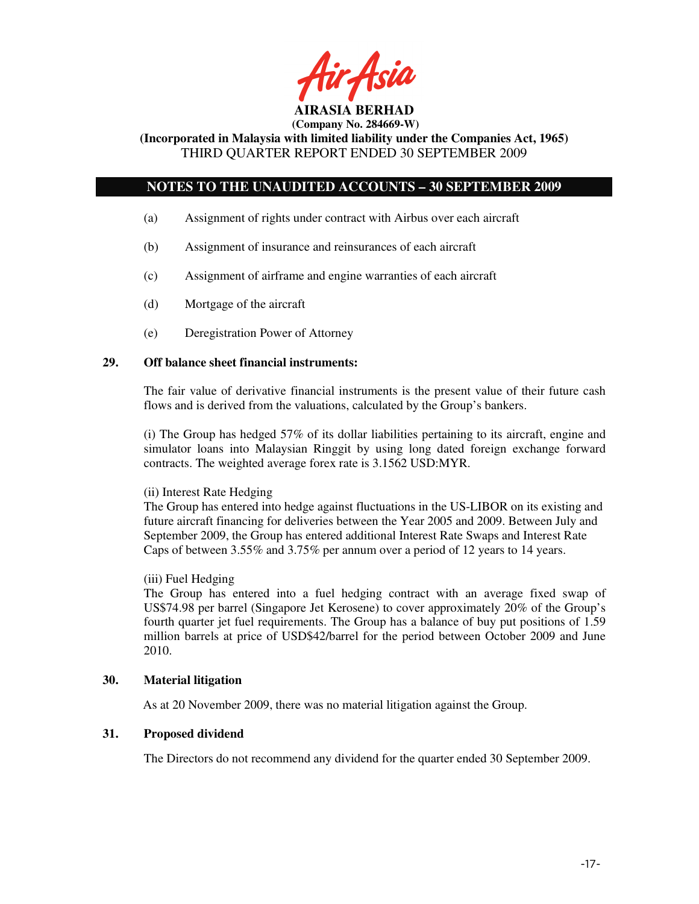(a) Assignment of rights under contract with Airbus over each aircraft

(b) Assignment of insurance and reinsurances of each aircraft

(c) Assignment of airframe and engine warranties of each aircraft

(d) Mortgage of the aircraft

(e) Deregistration Power of Attorney

## 29. Off balance sheet financial instruments:

The fair value of derivative financial instruments is the present value of their future cash flows and is derived from the valuations, calculated by the Group's bankers.

(i) The Group has hedged 57% of its dollar liabilities pertaining to its aircraft, engine and simulator loans into Malaysian Ringgit by using long dated foreign exchange forward contracts. The weighted average forex rate is 3.1562 USD:MYR.

(ii) Interest Rate Hedging
The Group has entered into hedge against fluctuations in the US-LIBOR on its existing and future aircraft financing for deliveries between the Year 2005 and 2009. Between July and September 2009, the Group has entered additional Interest Rate Swaps and Interest Rate Caps of between 3.55% and 3.75% per annum over a period of 12 years to 14 years.

(iii) Fuel Hedging
The Group has entered into a fuel hedging contract with an average fixed swap of US$74.98 per barrel (Singapore Jet Kerosene) to cover approximately 20% of the Group's fourth quarter jet fuel requirements. The Group has a balance of buy put positions of 1.59 million barrels at price of USD$42/barrel for the period between October 2009 and June 2010.

## 30. Material litigation

As at 20 November 2009, there was no material litigation against the Group.

## 31. Proposed dividend

The Directors do not recommend any dividend for the quarter ended 30 September 2009.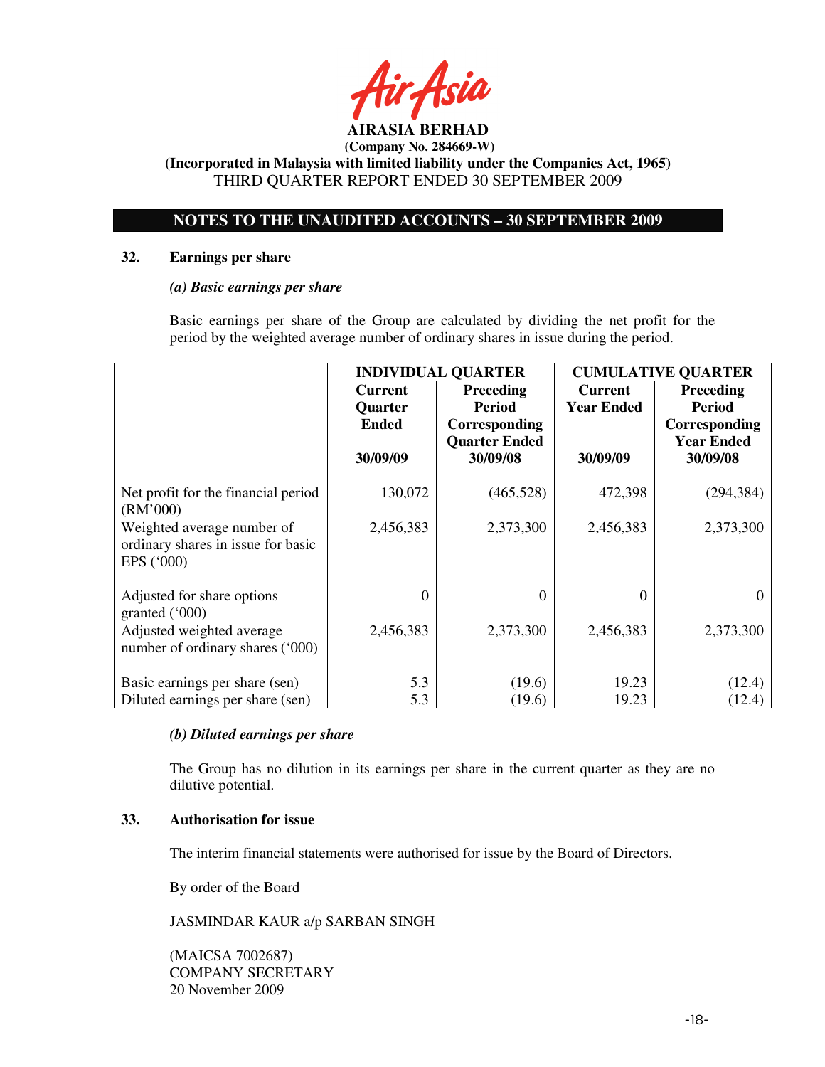AirAsia

**AIRASIA BERHAD**
**(Company No. 284669-W)**
**(Incorporated in Malaysia with limited liability under the Companies Act, 1965)**
THIRD QUARTER REPORT ENDED 30 SEPTEMBER 2009

## NOTES TO THE UNAUDITED ACCOUNTS – 30 SEPTEMBER 2009

### 32. Earnings per share

***(a) Basic earnings per share***

Basic earnings per share of the Group are calculated by dividing the net profit for the period by the weighted average number of ordinary shares in issue during the period.

| | **INDIVIDUAL QUARTER** | | **CUMULATIVE QUARTER** | |
|---|---|---|---|---|
| | **Current Quarter Ended 30/09/09** | **Preceding Period Corresponding Quarter Ended 30/09/08** | **Current Year Ended 30/09/09** | **Preceding Period Corresponding Year Ended 30/09/08** |
| Net profit for the financial period (RM'000) | 130,072 | (465,528) | 472,398 | (294,384) |
| Weighted average number of ordinary shares in issue for basic EPS ('000) | 2,456,383 | 2,373,300 | 2,456,383 | 2,373,300 |
| Adjusted for share options granted ('000) | 0 | 0 | 0 | 0 |
| Adjusted weighted average number of ordinary shares ('000) | 2,456,383 | 2,373,300 | 2,456,383 | 2,373,300 |
| Basic earnings per share (sen) | 5.3 | (19.6) | 19.23 | (12.4) |
| Diluted earnings per share (sen) | 5.3 | (19.6) | 19.23 | (12.4) |

***(b) Diluted earnings per share***

The Group has no dilution in its earnings per share in the current quarter as they are no dilutive potential.

### 33. Authorisation for issue

The interim financial statements were authorised for issue by the Board of Directors.

By order of the Board

JASMINDAR KAUR a/p SARBAN SINGH

(MAICSA 7002687)
COMPANY SECRETARY
20 November 2009